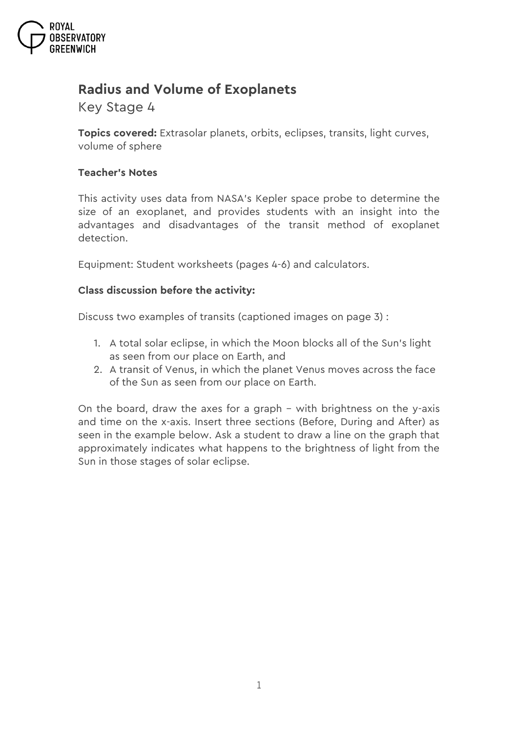ROYAL OBSERVATORY GREENWICH

# Radius and Volume of Exoplanets

Key Stage 4

**Topics covered:** Extrasolar planets, orbits, eclipses, transits, light curves, volume of sphere

### Teacher's Notes

This activity uses data from NASA's Kepler space probe to determine the size of an exoplanet, and provides students with an insight into the advantages and disadvantages of the transit method of exoplanet detection.

Equipment: Student worksheets (pages 4-6) and calculators.

### Class discussion before the activity:

Discuss two examples of transits (captioned images on page 3) :

1. A total solar eclipse, in which the Moon blocks all of the Sun's light as seen from our place on Earth, and
2. A transit of Venus, in which the planet Venus moves across the face of the Sun as seen from our place on Earth.

On the board, draw the axes for a graph – with brightness on the y-axis and time on the x-axis. Insert three sections (Before, During and After) as seen in the example below. Ask a student to draw a line on the graph that approximately indicates what happens to the brightness of light from the Sun in those stages of solar eclipse.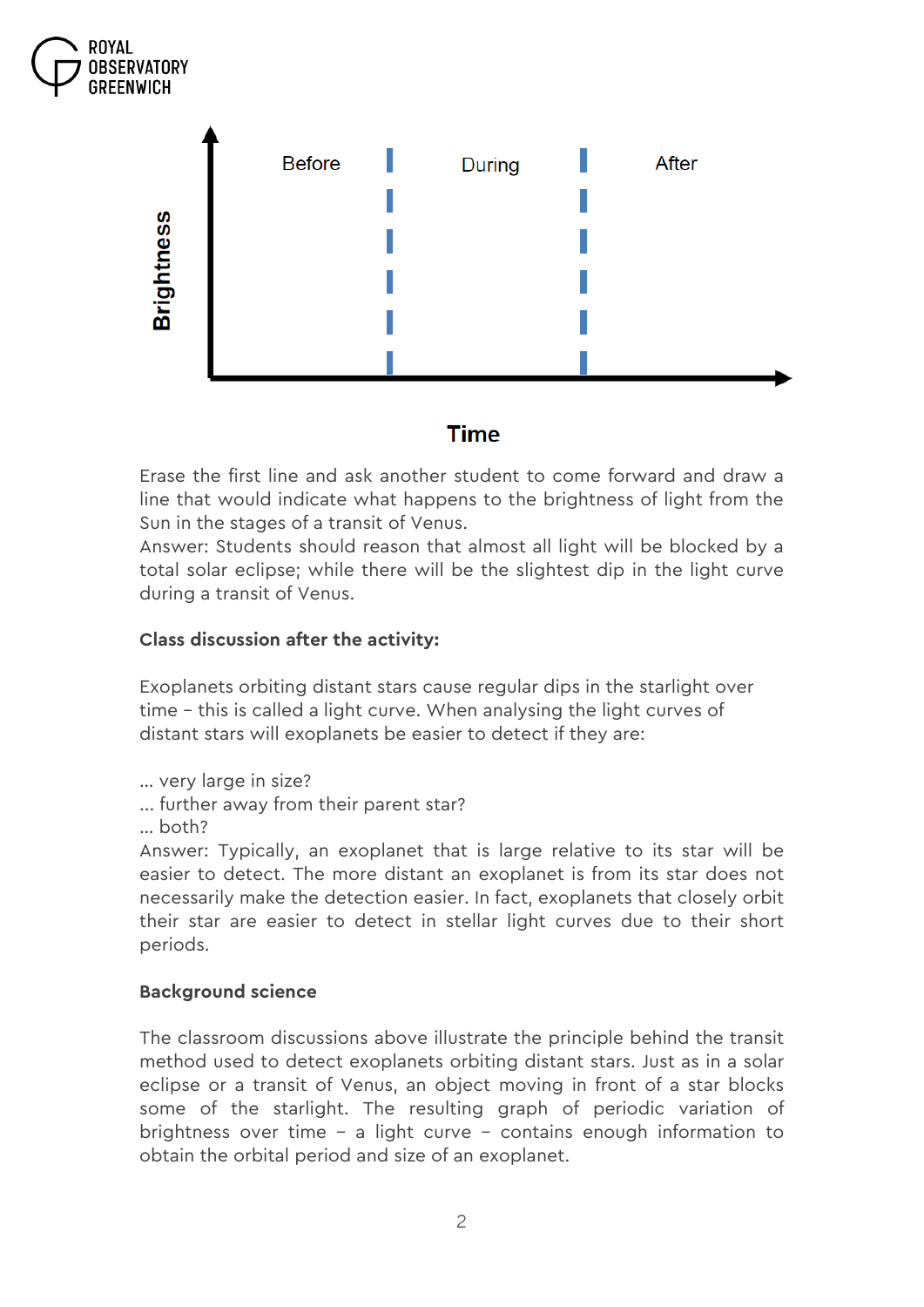Brightness

Before | During | After

Time

Erase the first line and ask another student to come forward and draw a line that would indicate what happens to the brightness of light from the Sun in the stages of a transit of Venus.
Answer: Students should reason that almost all light will be blocked by a total solar eclipse; while there will be the slightest dip in the light curve during a transit of Venus.

**Class discussion after the activity:**

Exoplanets orbiting distant stars cause regular dips in the starlight over time – this is called a light curve. When analysing the light curves of distant stars will exoplanets be easier to detect if they are:

… very large in size?
… further away from their parent star?
… both?
Answer: Typically, an exoplanet that is large relative to its star will be easier to detect. The more distant an exoplanet is from its star does not necessarily make the detection easier. In fact, exoplanets that closely orbit their star are easier to detect in stellar light curves due to their short periods.

**Background science**

The classroom discussions above illustrate the principle behind the transit method used to detect exoplanets orbiting distant stars. Just as in a solar eclipse or a transit of Venus, an object moving in front of a star blocks some of the starlight. The resulting graph of periodic variation of brightness over time – a light curve – contains enough information to obtain the orbital period and size of an exoplanet.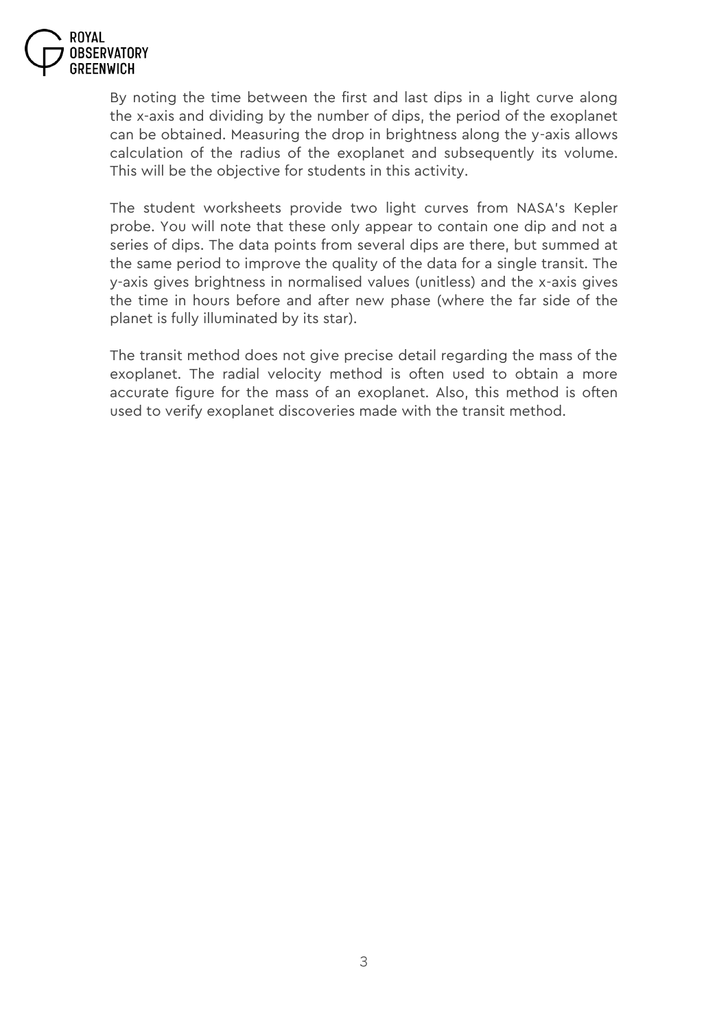By noting the time between the first and last dips in a light curve along the x-axis and dividing by the number of dips, the period of the exoplanet can be obtained. Measuring the drop in brightness along the y-axis allows calculation of the radius of the exoplanet and subsequently its volume. This will be the objective for students in this activity.

The student worksheets provide two light curves from NASA's Kepler probe. You will note that these only appear to contain one dip and not a series of dips. The data points from several dips are there, but summed at the same period to improve the quality of the data for a single transit. The y-axis gives brightness in normalised values (unitless) and the x-axis gives the time in hours before and after new phase (where the far side of the planet is fully illuminated by its star).

The transit method does not give precise detail regarding the mass of the exoplanet. The radial velocity method is often used to obtain a more accurate figure for the mass of an exoplanet. Also, this method is often used to verify exoplanet discoveries made with the transit method.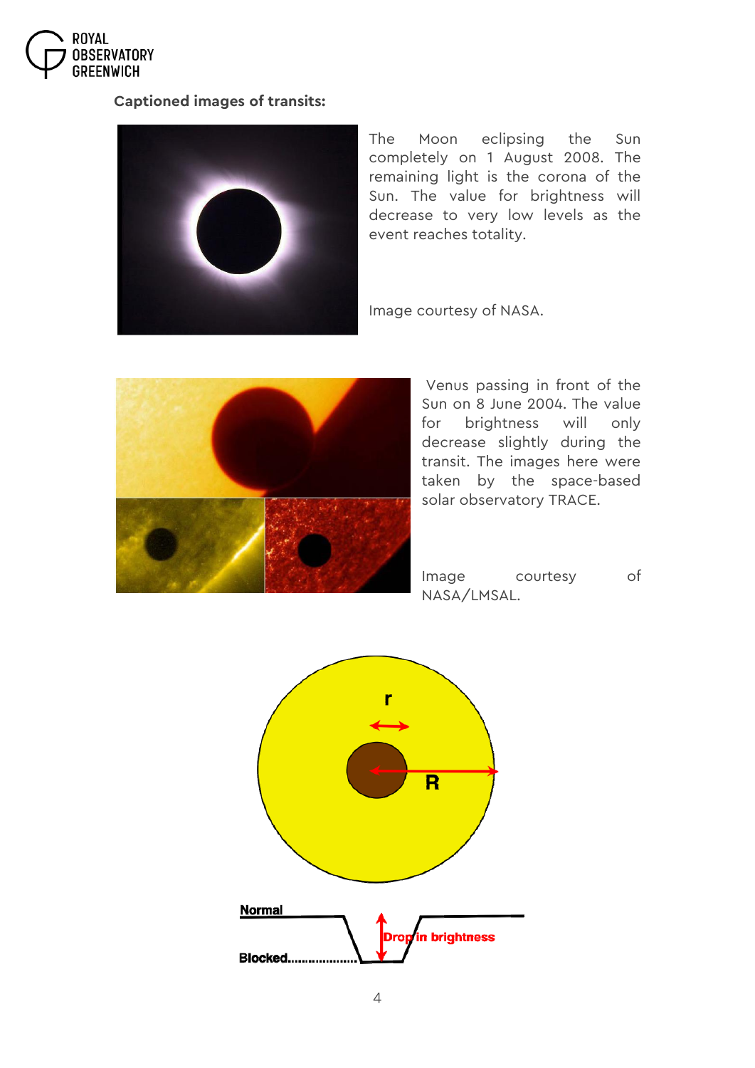**Captioned images of transits:**

The Moon eclipsing the Sun completely on 1 August 2008. The remaining light is the corona of the Sun. The value for brightness will decrease to very low levels as the event reaches totality.

Image courtesy of NASA.

Venus passing in front of the Sun on 8 June 2004. The value for brightness will only decrease slightly during the transit. The images here were taken by the space-based solar observatory TRACE.

Image courtesy of NASA/LMSAL.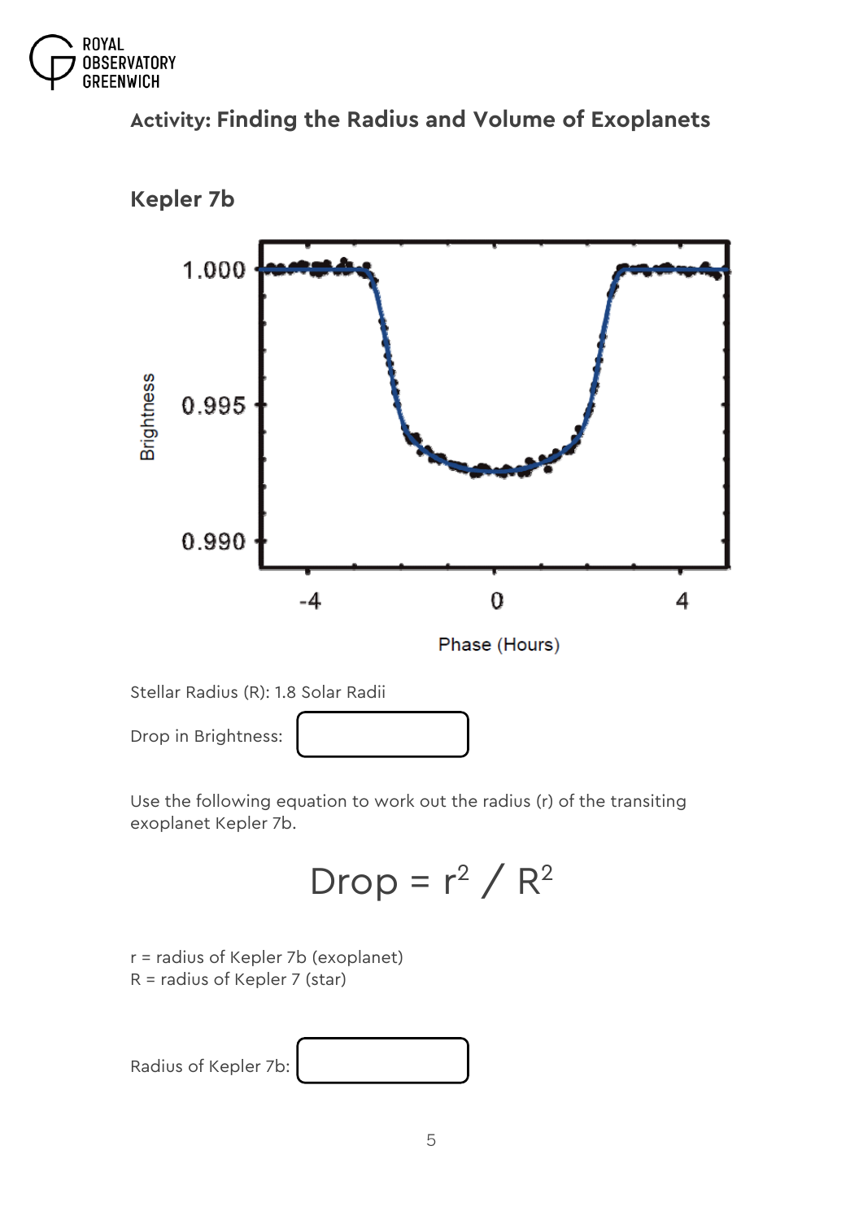Activity: **Finding the Radius and Volume of Exoplanets**

## Kepler 7b

Stellar Radius (R): 1.8 Solar Radii

Drop in Brightness:

Use the following equation to work out the radius (r) of the transiting exoplanet Kepler 7b.

$$\text{Drop} = r^2 / R^2$$

r = radius of Kepler 7b (exoplanet)
R = radius of Kepler 7 (star)

Radius of Kepler 7b: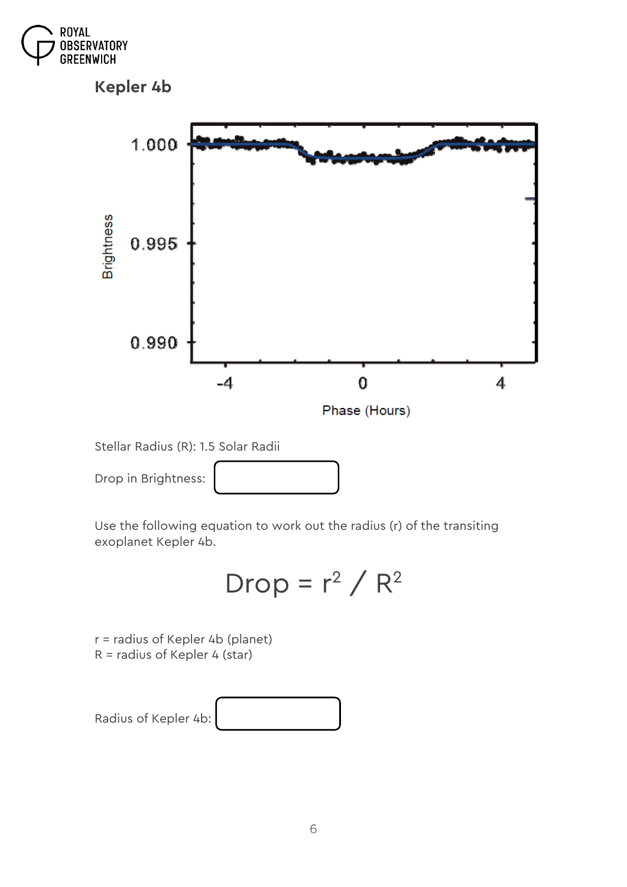## Kepler 4b

Stellar Radius (R): 1.5 Solar Radii

Drop in Brightness:

Use the following equation to work out the radius (r) of the transiting exoplanet Kepler 4b.

$$\text{Drop} = r^2 / R^2$$

r = radius of Kepler 4b (planet)
R = radius of Kepler 4 (star)

Radius of Kepler 4b: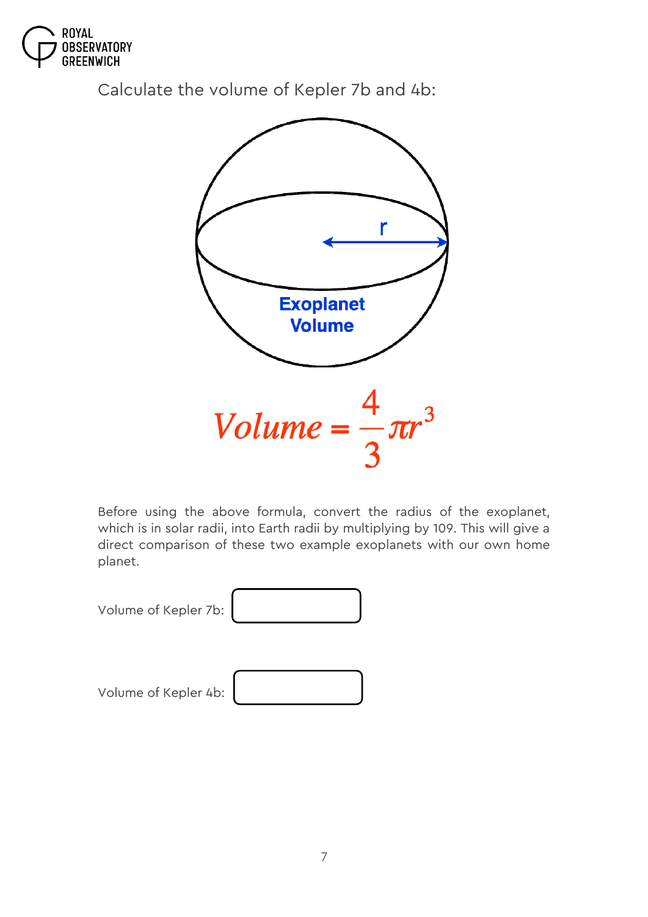Calculate the volume of Kepler 7b and 4b:

r

Exoplanet Volume

$$Volume = \frac{4}{3}\pi r^3$$

Before using the above formula, convert the radius of the exoplanet, which is in solar radii, into Earth radii by multiplying by 109. This will give a direct comparison of these two example exoplanets with our own home planet.

Volume of Kepler 7b:

Volume of Kepler 4b: